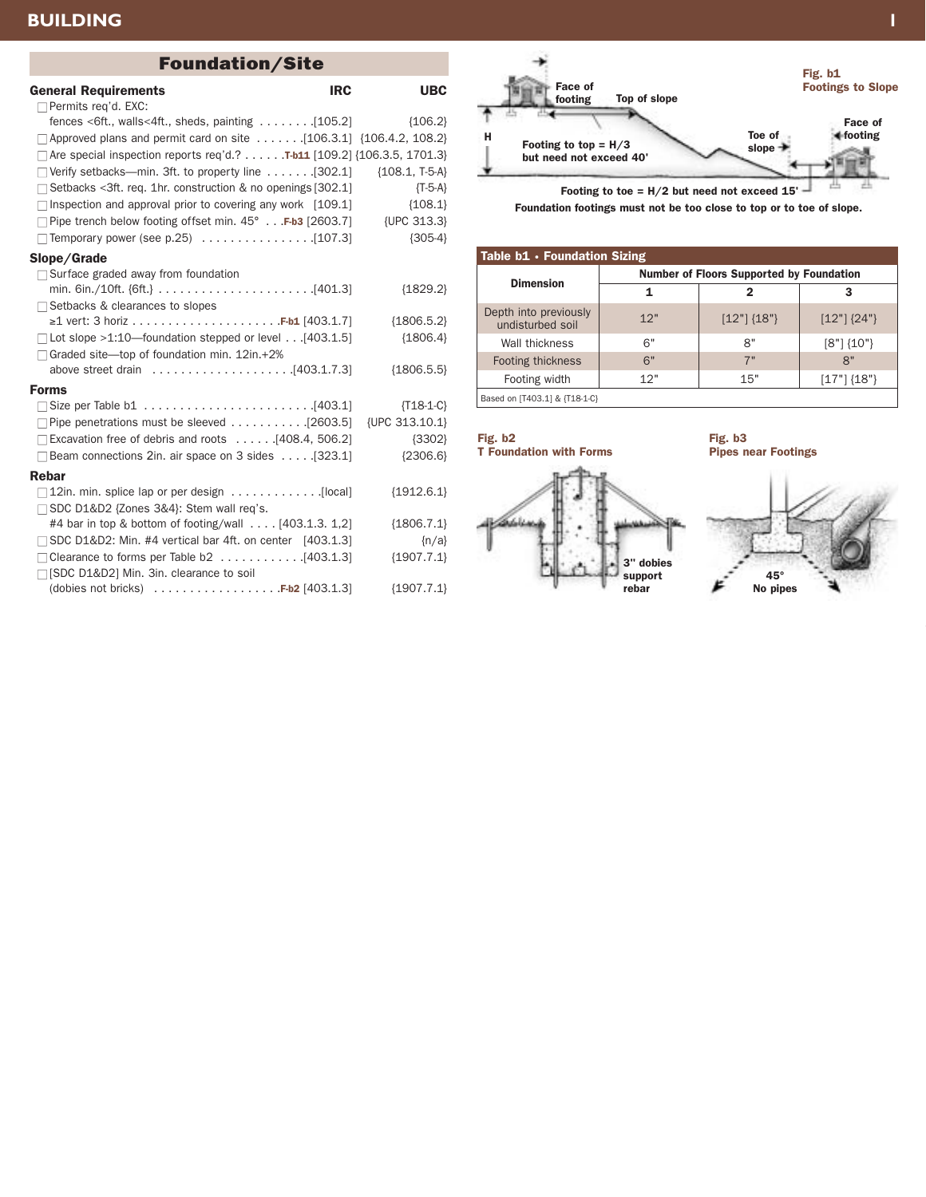# Foundation/Site

## General Requirements

| | IRC | UBC |
|---|---|---|
| ☐ Permits req'd. EXC: fences <6ft., walls<4ft., sheds, painting | [105.2] | {106.2} |
| ☐ Approved plans and permit card on site | [106.3.1] | {106.4.2, 108.2} |
| ☐ Are special inspection reports req'd.? T-b11 | [109.2] | {106.3.5, 1701.3} |
| ☐ Verify setbacks—min. 3ft. to property line | [302.1] | {108.1, T-5-A} |
| ☐ Setbacks <3ft. req. 1hr. construction & no openings | [302.1] | {T-5-A} |
| ☐ Inspection and approval prior to covering any work | [109.1] | {108.1} |
| ☐ Pipe trench below footing offset min. 45° F-b3 | [2603.7] | {UPC 313.3} |
| ☐ Temporary power (see p.25) | [107.3] | {305-4} |

## Slope/Grade

| | IRC | UBC |
|---|---|---|
| ☐ Surface graded away from foundation min. 6in./10ft. {6ft.} | [401.3] | {1829.2} |
| ☐ Setbacks & clearances to slopes ≥1 vert: 3 horiz F-b1 | [403.1.7] | {1806.5.2} |
| ☐ Lot slope >1:10—foundation stepped or level | [403.1.5] | {1806.4} |
| ☐ Graded site—top of foundation min. 12in.+2% above street drain | [403.1.7.3] | {1806.5.5} |

## Forms

| | IRC | UBC |
|---|---|---|
| ☐ Size per Table b1 | [403.1] | {T18-1-C} |
| ☐ Pipe penetrations must be sleeved | [2603.5] | {UPC 313.10.1} |
| ☐ Excavation free of debris and roots | [408.4, 506.2] | {3302} |
| ☐ Beam connections 2in. air space on 3 sides | [323.1] | {2306.6} |

## Rebar

| | IRC | UBC |
|---|---|---|
| ☐ 12in. min. splice lap or per design | [local] | {1912.6.1} |
| ☐ SDC D1&D2 {Zones 3&4}: Stem wall req's. #4 bar in top & bottom of footing/wall | [403.1.3. 1,2] | {1806.7.1} |
| ☐ SDC D1&D2: Min. #4 vertical bar 4ft. on center | [403.1.3] | {n/a} |
| ☐ Clearance to forms per Table b2 | [403.1.3] | {1907.7.1} |
| ☐ [SDC D1&D2] Min. 3in. clearance to soil (dobies not bricks) F-b2 | [403.1.3] | {1907.7.1} |

**Fig. b1 Footings to Slope**

Face of footing — Top of slope — H — Footing to top = H/3 but need not exceed 40' — Toe of slope — Face of footing — Footing to toe = H/2 but need not exceed 15'

Foundation footings must not be too close to top or to toe of slope.

**Table b1 • Foundation Sizing**

| Dimension | Number of Floors Supported by Foundation | | |
|---|---|---|---|
| | 1 | 2 | 3 |
| Depth into previously undisturbed soil | 12" | [12"] {18"} | [12"] {24"} |
| Wall thickness | 6" | 8" | [8"] {10"} |
| Footing thickness | 6" | 7" | 8" |
| Footing width | 12" | 15" | [17"] {18"} |

Based on [T403.1] & {T18-1-C}

**Fig. b2 T Foundation with Forms**

3" dobies support rebar

**Fig. b3 Pipes near Footings**

45° No pipes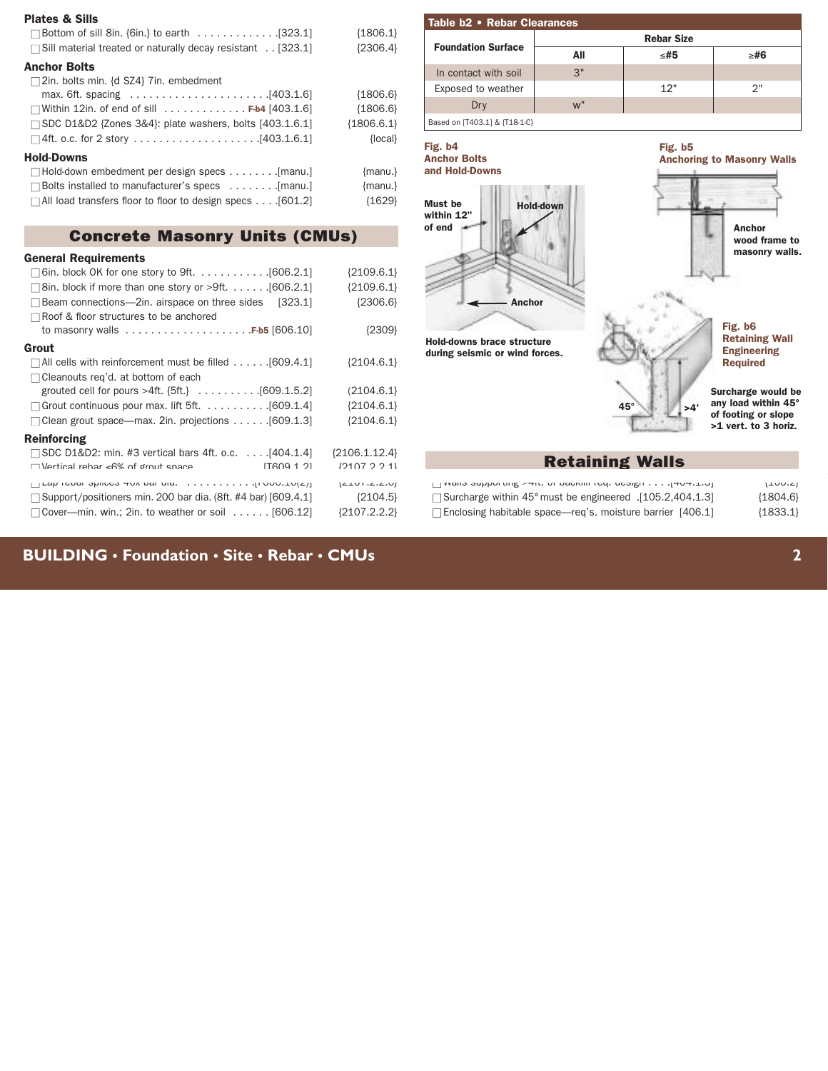### Plates & Sills

- ☐ Bottom of sill 8in. {6in.} to earth . . . . . . . . . . . . .[323.1] {1806.1}
- ☐ Sill material treated or naturally decay resistant . . [323.1] {2306.4}

### Anchor Bolts

- ☐ 2in. bolts min. {d SZ4} 7in. embedment max. 6ft. spacing . . . . . . . . . . . . . . . . . . . . . .[403.1.6] {1806.6}
- ☐ Within 12in. of end of sill . . . . . . . . . . . . . **F-b4** [403.1.6] {1806.6}
- ☐ SDC D1&D2 {Zones 3&4}: plate washers, bolts [403.1.6.1] {1806.6.1}
- ☐ 4ft. o.c. for 2 story . . . . . . . . . . . . . . . . . . . .[403.1.6.1] {local}

### Hold-Downs

- ☐ Hold-down embedment per design specs . . . . . . . .[manu.] {manu.}
- ☐ Bolts installed to manufacturer's specs . . . . . . . .[manu.] {manu.}
- ☐ All load transfers floor to floor to design specs . . . .[601.2] {1629}

## Concrete Masonry Units (CMUs)

### General Requirements

- ☐ 6in. block OK for one story to 9ft. . . . . . . . . . . .[606.2.1] {2109.6.1}
- ☐ 8in. block if more than one story or >9ft. . . . . . .[606.2.1] {2109.6.1}
- ☐ Beam connections—2in. airspace on three sides [323.1] {2306.6}
- ☐ Roof & floor structures to be anchored to masonry walls . . . . . . . . . . . . . . . . . . . .**F-b5** [606.10] {2309}

### Grout

- ☐ All cells with reinforcement must be filled . . . . . .[609.4.1] {2104.6.1}
- ☐ Cleanouts req'd. at bottom of each grouted cell for pours >4ft. {5ft.} . . . . . . . . . .[609.1.5.2] {2104.6.1}
- ☐ Grout continuous pour max. lift 5ft. . . . . . . . . . .[609.1.4] {2104.6.1}
- ☐ Clean grout space—max. 2in. projections . . . . . .[609.1.3] {2104.6.1}

### Reinforcing

- ☐ SDC D1&D2: min. #3 vertical bars 4ft. o.c. . . . .[404.1.4] {2106.1.12.4}
- ☐ Vertical rebar <6% of grout space . . . . . . . . . . [T609.1.2] {2107.2.2.1}
- ☐ Lap rebar splices 40x bar dia. . . . . . . . . . . .[T606.10(2)] {2107.2.2.6}
- ☐ Support/positioners min. 200 bar dia. (8ft. #4 bar) [609.4.1] {2104.5}
- ☐ Cover—min. win.; 2in. to weather or soil . . . . . . [606.12] {2107.2.2.2}

**Table b2 • Rebar Clearances**

| Foundation Surface | Rebar Size | | |
|---|---|---|---|
| | All | ≤#5 | ≥#6 |
| In contact with soil | 3" | | |
| Exposed to weather | | 12" | 2" |
| Dry | w" | | |

Based on [T403.1] & {T18-1-C}

**Fig. b4 Anchor Bolts and Hold-Downs**

Must be within 12" of end

Hold-down

Anchor

Hold-downs brace structure during seismic or wind forces.

**Fig. b5 Anchoring to Masonry Walls**

Anchor wood frame to masonry walls.

**Fig. b6 Retaining Wall Engineering Required**

45°

>4'

Surcharge would be any load within 45° of footing or slope >1 vert. to 3 horiz.

## Retaining Walls

- ☐ Walls supporting >4ft. of backfill req. design . . . .[404.1.3] {106.2}
- ☐ Surcharge within 45° must be engineered .[105.2,404.1.3] {1804.6}
- ☐ Enclosing habitable space—req's. moisture barrier [406.1] {1833.1}